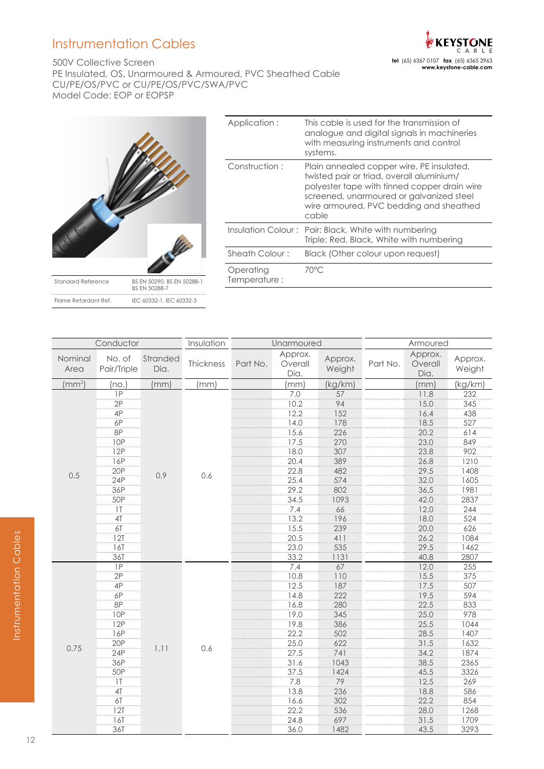# Instrumentation Cables

500V Collective Screen
PE Insulated, OS, Unarmoured & Armoured, PVC Sheathed Cable
CU/PE/OS/PVC or CU/PE/OS/PVC/SWA/PVC
Model Code: EOP or EOPSP

| | |
|---|---|
| Standard Reference | BS EN 50290, BS EN 50288-1 BS EN 50288-7 |
| Flame Retardant Ref. | IEC 60332-1, IEC 60332-3 |

| | |
|---|---|
| Application : | This cable is used for the transmission of analogue and digital signals in machineries with measuring instruments and control systems. |
| Construction : | Plain annealed copper wire, PE insulated, twisted pair or triad, overall aluminium/ polyester tape with tinned copper drain wire screened, unarmoured or galvanized steel wire armoured, PVC bedding and sheathed cable |
| Insulation Colour : | Pair: Black, White with numbering<br>Triple: Red, Black, White with numbering |
| Sheath Colour : | Black (Other colour upon request) |
| Operating Temperature : | 70°C |

| Conductor | | | Insulation | Unarmoured | | | Armoured | | |
|---|---|---|---|---|---|---|---|---|---|
| Nominal Area | No. of Pair/Triple | Stranded Dia. | Thickness | Part No. | Approx. Overall Dia. | Approx. Weight | Part No. | Approx. Overall Dia. | Approx. Weight |
| (mm²) | (no.) | (mm) | (mm) | | (mm) | (kg/km) | | (mm) | (kg/km) |
| 0.5 | 1P | 0.9 | 0.6 | | 7.0 | 57 | | 11.8 | 232 |
| | 2P | | | | 10.2 | 94 | | 15.0 | 345 |
| | 4P | | | | 12.2 | 152 | | 16.4 | 438 |
| | 6P | | | | 14.0 | 178 | | 18.5 | 527 |
| | 8P | | | | 15.6 | 226 | | 20.2 | 614 |
| | 10P | | | | 17.5 | 270 | | 23.0 | 849 |
| | 12P | | | | 18.0 | 307 | | 23.8 | 902 |
| | 16P | | | | 20.4 | 389 | | 26.8 | 1210 |
| | 20P | | | | 22.8 | 482 | | 29.5 | 1408 |
| | 24P | | | | 25.4 | 574 | | 32.0 | 1605 |
| | 36P | | | | 29.2 | 802 | | 36.5 | 1981 |
| | 50P | | | | 34.5 | 1093 | | 42.0 | 2837 |
| | 1T | | | | 7.4 | 66 | | 12.0 | 244 |
| | 4T | | | | 13.2 | 196 | | 18.0 | 524 |
| | 6T | | | | 15.5 | 239 | | 20.0 | 626 |
| | 12T | | | | 20.5 | 411 | | 26.2 | 1084 |
| | 16T | | | | 23.0 | 535 | | 29.5 | 1462 |
| | 36T | | | | 33.2 | 1131 | | 40.8 | 2807 |
| 0.75 | 1P | 1.11 | 0.6 | | 7.4 | 67 | | 12.0 | 255 |
| | 2P | | | | 10.8 | 110 | | 15.5 | 375 |
| | 4P | | | | 12.5 | 187 | | 17.5 | 507 |
| | 6P | | | | 14.8 | 222 | | 19.5 | 594 |
| | 8P | | | | 16.8 | 280 | | 22.5 | 833 |
| | 10P | | | | 19.0 | 345 | | 25.0 | 978 |
| | 12P | | | | 19.8 | 386 | | 25.5 | 1044 |
| | 16P | | | | 22.2 | 502 | | 28.5 | 1407 |
| | 20P | | | | 25.0 | 622 | | 31.5 | 1632 |
| | 24P | | | | 27.5 | 741 | | 34.2 | 1874 |
| | 36P | | | | 31.6 | 1043 | | 38.5 | 2365 |
| | 50P | | | | 37.5 | 1424 | | 45.5 | 3326 |
| | 1T | | | | 7.8 | 79 | | 12.5 | 269 |
| | 4T | | | | 13.8 | 236 | | 18.8 | 586 |
| | 6T | | | | 16.6 | 302 | | 22.2 | 854 |
| | 12T | | | | 22.2 | 536 | | 28.0 | 1268 |
| | 16T | | | | 24.8 | 697 | | 31.5 | 1709 |
| | 36T | | | | 36.0 | 1482 | | 43.5 | 3293 |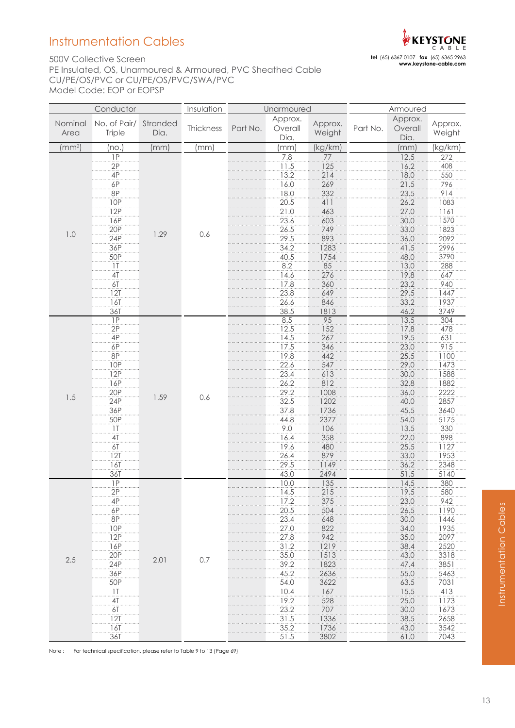# Instrumentation Cables

500V Collective Screen
PE Insulated, OS, Unarmoured & Armoured, PVC Sheathed Cable
CU/PE/OS/PVC or CU/PE/OS/PVC/SWA/PVC
Model Code: EOP or EOPSP

| Conductor | | | Insulation | Unarmoured | | | Armoured | | |
|---|---|---|---|---|---|---|---|---|---|
| Nominal Area | No. of Pair/ Triple | Stranded Dia. | Thickness | Part No. | Approx. Overall Dia. | Approx. Weight | Part No. | Approx. Overall Dia. | Approx. Weight |
| (mm²) | (no.) | (mm) | (mm) | | (mm) | (kg/km) | | (mm) | (kg/km) |
| 1.0 | 1P | 1.29 | 0.6 | | 7.8 | 77 | | 12.5 | 272 |
| | 2P | | | | 11.5 | 125 | | 16.2 | 408 |
| | 4P | | | | 13.2 | 214 | | 18.0 | 550 |
| | 6P | | | | 16.0 | 269 | | 21.5 | 796 |
| | 8P | | | | 18.0 | 332 | | 23.5 | 914 |
| | 10P | | | | 20.5 | 411 | | 26.2 | 1083 |
| | 12P | | | | 21.0 | 463 | | 27.0 | 1161 |
| | 16P | | | | 23.6 | 603 | | 30.0 | 1570 |
| | 20P | | | | 26.5 | 749 | | 33.0 | 1823 |
| | 24P | | | | 29.5 | 893 | | 36.0 | 2092 |
| | 36P | | | | 34.2 | 1283 | | 41.5 | 2996 |
| | 50P | | | | 40.5 | 1754 | | 48.0 | 3790 |
| | 1T | | | | 8.2 | 85 | | 13.0 | 288 |
| | 4T | | | | 14.6 | 276 | | 19.8 | 647 |
| | 6T | | | | 17.8 | 360 | | 23.2 | 940 |
| | 12T | | | | 23.8 | 649 | | 29.5 | 1447 |
| | 16T | | | | 26.6 | 846 | | 33.2 | 1937 |
| | 36T | | | | 38.5 | 1813 | | 46.2 | 3749 |
| 1.5 | 1P | 1.59 | 0.6 | | 8.5 | 95 | | 13.5 | 304 |
| | 2P | | | | 12.5 | 152 | | 17.8 | 478 |
| | 4P | | | | 14.5 | 267 | | 19.5 | 631 |
| | 6P | | | | 17.5 | 346 | | 23.0 | 915 |
| | 8P | | | | 19.8 | 442 | | 25.5 | 1100 |
| | 10P | | | | 22.6 | 547 | | 29.0 | 1473 |
| | 12P | | | | 23.4 | 613 | | 30.0 | 1588 |
| | 16P | | | | 26.2 | 812 | | 32.8 | 1882 |
| | 20P | | | | 29.2 | 1008 | | 36.0 | 2222 |
| | 24P | | | | 32.5 | 1202 | | 40.0 | 2857 |
| | 36P | | | | 37.8 | 1736 | | 45.5 | 3640 |
| | 50P | | | | 44.8 | 2377 | | 54.0 | 5175 |
| | 1T | | | | 9.0 | 106 | | 13.5 | 330 |
| | 4T | | | | 16.4 | 358 | | 22.0 | 898 |
| | 6T | | | | 19.6 | 480 | | 25.5 | 1127 |
| | 12T | | | | 26.4 | 879 | | 33.0 | 1953 |
| | 16T | | | | 29.5 | 1149 | | 36.2 | 2348 |
| | 36T | | | | 43.0 | 2494 | | 51.5 | 5140 |
| 2.5 | 1P | 2.01 | 0.7 | | 10.0 | 135 | | 14.5 | 380 |
| | 2P | | | | 14.5 | 215 | | 19.5 | 580 |
| | 4P | | | | 17.2 | 375 | | 23.0 | 942 |
| | 6P | | | | 20.5 | 504 | | 26.5 | 1190 |
| | 8P | | | | 23.4 | 648 | | 30.0 | 1446 |
| | 10P | | | | 27.0 | 822 | | 34.0 | 1935 |
| | 12P | | | | 27.8 | 942 | | 35.0 | 2097 |
| | 16P | | | | 31.2 | 1219 | | 38.4 | 2520 |
| | 20P | | | | 35.0 | 1513 | | 43.0 | 3318 |
| | 24P | | | | 39.2 | 1823 | | 47.4 | 3851 |
| | 36P | | | | 45.2 | 2636 | | 55.0 | 5463 |
| | 50P | | | | 54.0 | 3622 | | 63.5 | 7031 |
| | 1T | | | | 10.4 | 167 | | 15.5 | 413 |
| | 4T | | | | 19.2 | 528 | | 25.0 | 1173 |
| | 6T | | | | 23.2 | 707 | | 30.0 | 1673 |
| | 12T | | | | 31.5 | 1336 | | 38.5 | 2658 |
| | 16T | | | | 35.2 | 1736 | | 43.0 | 3542 |
| | 36T | | | | 51.5 | 3802 | | 61.0 | 7043 |

Note : For technical specification, please refer to Table 9 to 13 (Page 69)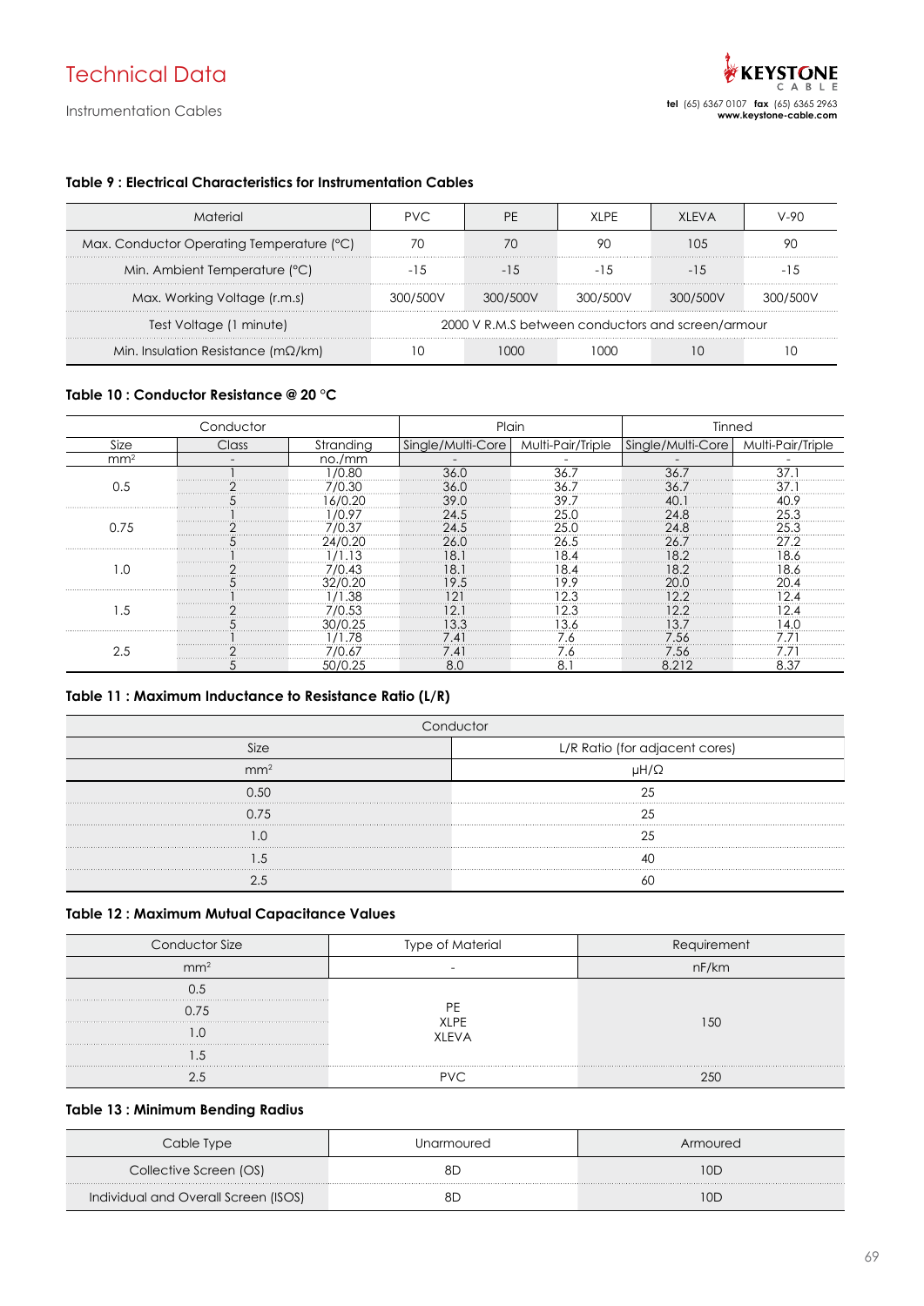# Technical Data

Instrumentation Cables

**tel** (65) 6367 0107 **fax** (65) 6365 2963
**www.keystone-cable.com**

### Table 9 : Electrical Characteristics for Instrumentation Cables

| Material | PVC | PE | XLPE | XLEVA | V-90 |
|---|---|---|---|---|---|
| Max. Conductor Operating Temperature (°C) | 70 | 70 | 90 | 105 | 90 |
| Min. Ambient Temperature (°C) | -15 | -15 | -15 | -15 | -15 |
| Max. Working Voltage (r.m.s) | 300/500V | 300/500V | 300/500V | 300/500V | 300/500V |
| Test Voltage (1 minute) | 2000 V R.M.S between conductors and screen/armour | | | | |
| Min. Insulation Resistance (mΩ/km) | 10 | 1000 | 1000 | 10 | 10 |

### Table 10 : Conductor Resistance @ 20 °C

| Conductor | | | Plain | | Tinned | |
|---|---|---|---|---|---|---|
| Size | Class | Stranding | Single/Multi-Core | Multi-Pair/Triple | Single/Multi-Core | Multi-Pair/Triple |
| mm² | - | no./mm | - | - | - | - |
| 0.5 | 1 | 1/0.80 | 36.0 | 36.7 | 36.7 | 37.1 |
| | 2 | 7/0.30 | 36.0 | 36.7 | 36.7 | 37.1 |
| | 5 | 16/0.20 | 39.0 | 39.7 | 40.1 | 40.9 |
| 0.75 | 1 | 1/0.97 | 24.5 | 25.0 | 24.8 | 25.3 |
| | 2 | 7/0.37 | 24.5 | 25.0 | 24.8 | 25.3 |
| | 5 | 24/0.20 | 26.0 | 26.5 | 26.7 | 27.2 |
| 1.0 | 1 | 1/1.13 | 18.1 | 18.4 | 18.2 | 18.6 |
| | 2 | 7/0.43 | 18.1 | 18.4 | 18.2 | 18.6 |
| | 5 | 32/0.20 | 19.5 | 19.9 | 20.0 | 20.4 |
| 1.5 | 1 | 1/1.38 | 121 | 12.3 | 12.2 | 12.4 |
| | 2 | 7/0.53 | 12.1 | 12.3 | 12.2 | 12.4 |
| | 5 | 30/0.25 | 13.3 | 13.6 | 13.7 | 14.0 |
| 2.5 | 1 | 1/1.78 | 7.41 | 7.6 | 7.56 | 7.71 |
| | 2 | 7/0.67 | 7.41 | 7.6 | 7.56 | 7.71 |
| | 5 | 50/0.25 | 8.0 | 8.1 | 8.212 | 8.37 |

### Table 11 : Maximum Inductance to Resistance Ratio (L/R)

| Conductor | |
|---|---|
| Size | L/R Ratio (for adjacent cores) |
| mm² | μH/Ω |
| 0.50 | 25 |
| 0.75 | 25 |
| 1.0 | 25 |
| 1.5 | 40 |
| 2.5 | 60 |

### Table 12 : Maximum Mutual Capacitance Values

| Conductor Size | Type of Material | Requirement |
|---|---|---|
| mm² | - | nF/km |
| 0.5 | PE<br>XLPE<br>XLEVA | 150 |
| 0.75 | | |
| 1.0 | | |
| 1.5 | | |
| 2.5 | PVC | 250 |

### Table 13 : Minimum Bending Radius

| Cable Type | Unarmoured | Armoured |
|---|---|---|
| Collective Screen (OS) | 8D | 10D |
| Individual and Overall Screen (ISOS) | 8D | 10D |